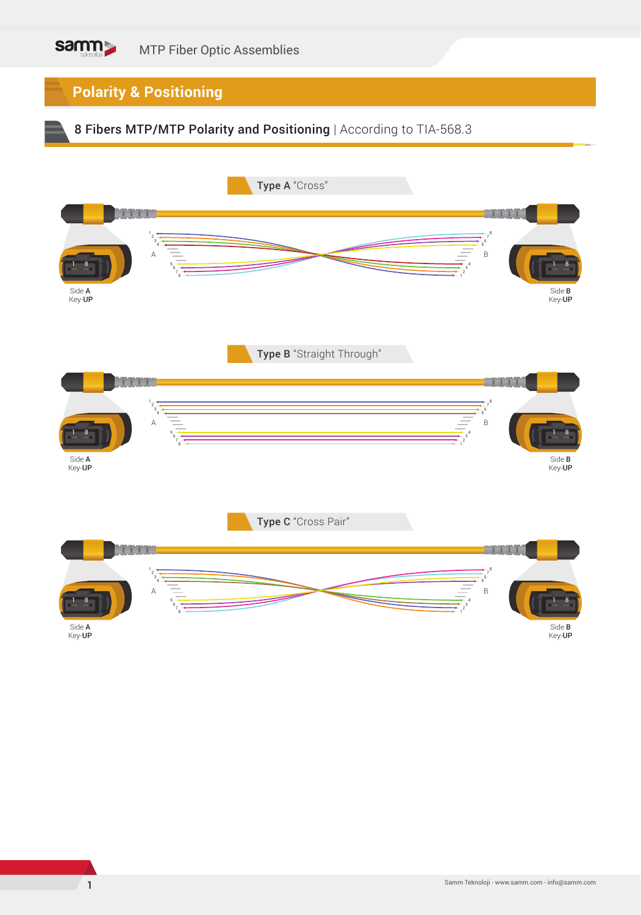# Polarity & Positioning

## 8 Fibers MTP/MTP Polarity and Positioning | According to TIA-568.3

### Type A "Cross"

Side **A**
Key-**UP**

Side **B**
Key-**UP**

### Type B "Straight Through"

Side **A**
Key-**UP**

Side **B**
Key-**UP**

### Type C "Cross Pair"

Side **A**
Key-**UP**

Side **B**
Key-**UP**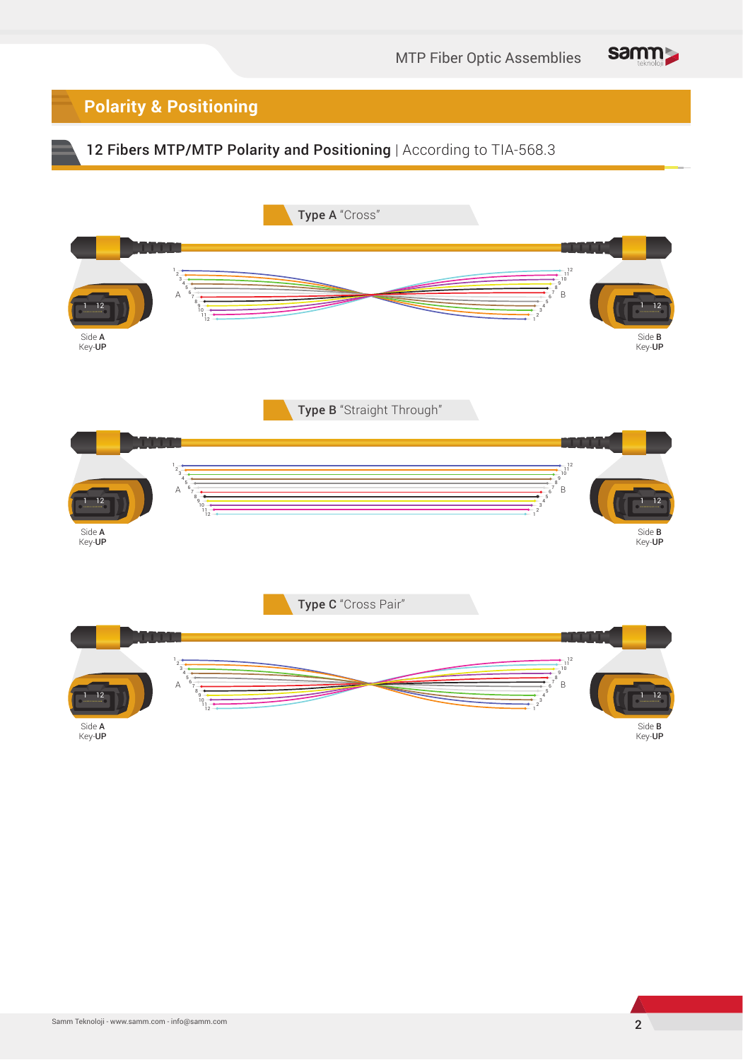# Polarity & Positioning

## 12 Fibers MTP/MTP Polarity and Positioning | According to TIA-568.3

### Type A "Cross"

Side A
Key-UP

Side B
Key-UP

### Type B "Straight Through"

Side A
Key-UP

Side B
Key-UP

### Type C "Cross Pair"

Side A
Key-UP

Side B
Key-UP

Samm Teknoloji - www.samm.com - info@samm.com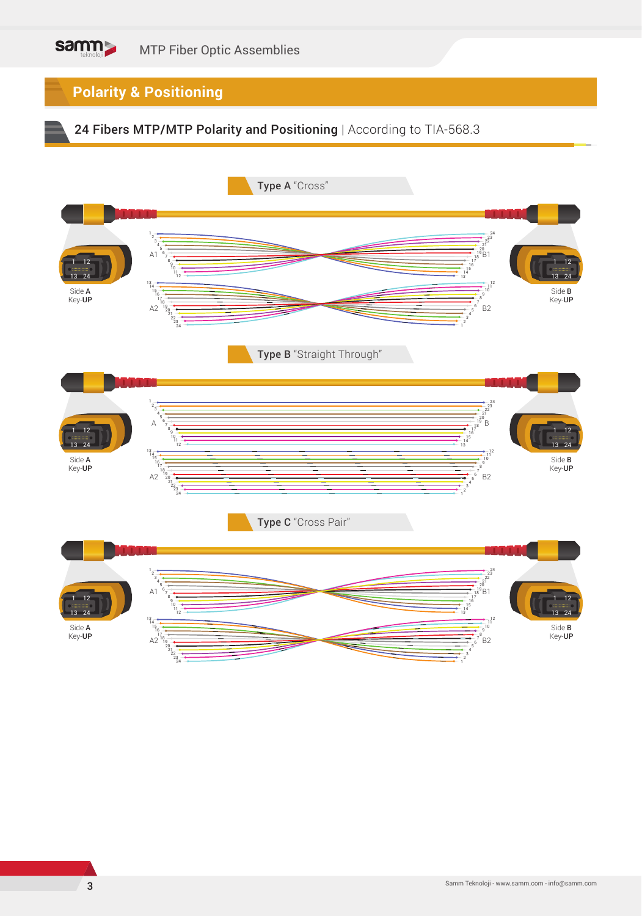## Polarity & Positioning

### 24 Fibers MTP/MTP Polarity and Positioning | According to TIA-568.3

**Type A** "Cross"

Side **A**
Key-**UP**

1 12
13 24

A1
A2

B1
B2

Side **B**
Key-**UP**

1 12
13 24

**Type B** "Straight Through"

Side **A**
Key-**UP**

1 12
13 24

A
A2

B
B2

Side **B**
Key-**UP**

1 12
13 24

**Type C** "Cross Pair"

Side **A**
Key-**UP**

1 12
13 24

A1
A2

B1
B2

Side **B**
Key-**UP**

1 12
13 24

Samm Teknoloji - www.samm.com - info@samm.com